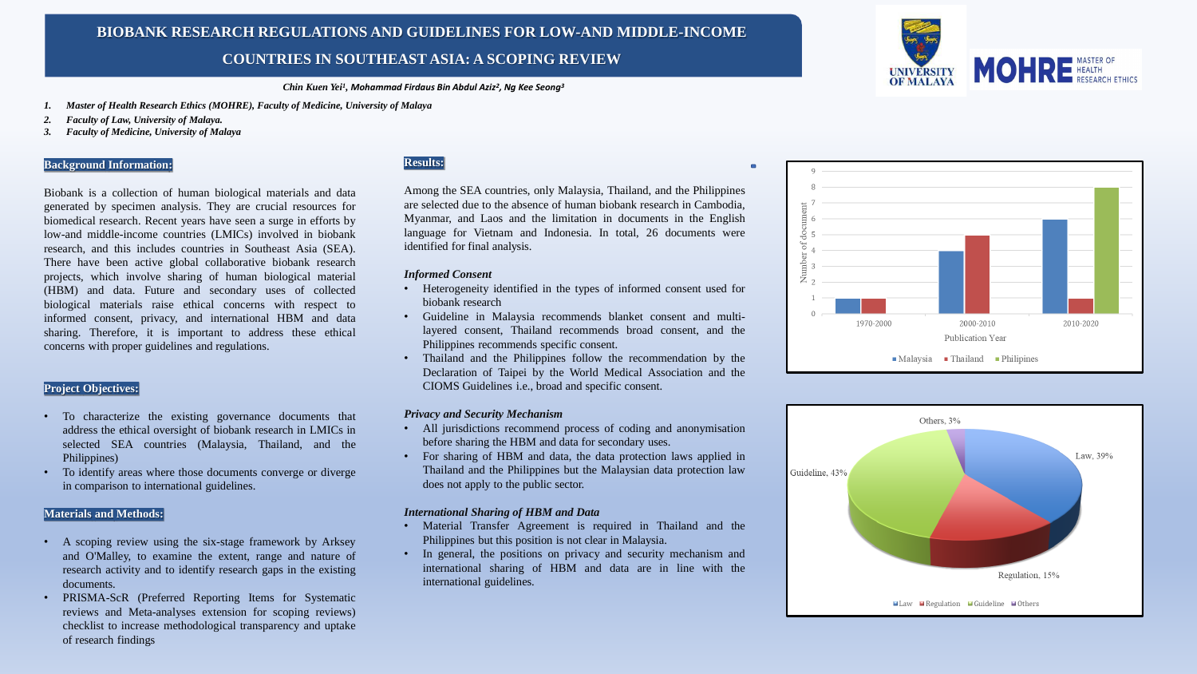# BIOBANK RESEARCH REGULATIONS AND GUIDELINES FOR LOW-AND MIDDLE-INCOME COUNTRIES IN SOUTHEAST ASIA: A SCOPING REVIEW

***Chin Kuen Yei[1], Mohammad Firdaus Bin Abdul Aziz[2], Ng Kee Seong[3]***

1. ***Master of Health Research Ethics (MOHRE), Faculty of Medicine, University of Malaya***
2. ***Faculty of Law, University of Malaya.***
3. ***Faculty of Medicine, University of Malaya***

## Background Information:

Biobank is a collection of human biological materials and data generated by specimen analysis. They are crucial resources for biomedical research. Recent years have seen a surge in efforts by low-and middle-income countries (LMICs) involved in biobank research, and this includes countries in Southeast Asia (SEA). There have been active global collaborative biobank research projects, which involve sharing of human biological material (HBM) and data. Future and secondary uses of collected biological materials raise ethical concerns with respect to informed consent, privacy, and international HBM and data sharing. Therefore, it is important to address these ethical concerns with proper guidelines and regulations.

## Project Objectives:

- To characterize the existing governance documents that address the ethical oversight of biobank research in LMICs in selected SEA countries (Malaysia, Thailand, and the Philippines)
- To identify areas where those documents converge or diverge in comparison to international guidelines.

## Materials and Methods:

- A scoping review using the six-stage framework by Arksey and O'Malley, to examine the extent, range and nature of research activity and to identify research gaps in the existing documents.
- PRISMA-ScR (Preferred Reporting Items for Systematic reviews and Meta-analyses extension for scoping reviews) checklist to increase methodological transparency and uptake of research findings

## Results:

Among the SEA countries, only Malaysia, Thailand, and the Philippines are selected due to the absence of human biobank research in Cambodia, Myanmar, and Laos and the limitation in documents in the English language for Vietnam and Indonesia. In total, 26 documents were identified for final analysis.

### *Informed Consent*

- Heterogeneity identified in the types of informed consent used for biobank research
- Guideline in Malaysia recommends blanket consent and multi-layered consent, Thailand recommends broad consent, and the Philippines recommends specific consent.
- Thailand and the Philippines follow the recommendation by the Declaration of Taipei by the World Medical Association and the CIOMS Guidelines i.e., broad and specific consent.

### *Privacy and Security Mechanism*

- All jurisdictions recommend process of coding and anonymisation before sharing the HBM and data for secondary uses.
- For sharing of HBM and data, the data protection laws applied in Thailand and the Philippines but the Malaysian data protection law does not apply to the public sector.

### *International Sharing of HBM and Data*

- Material Transfer Agreement is required in Thailand and the Philippines but this position is not clear in Malaysia.
- In general, the positions on privacy and security mechanism and international sharing of HBM and data are in line with the international guidelines.

| Publication Year | Malaysia | Thailand | Philipines |
|---|---|---|---|
| 1970-2000 | 1 | 1 | 0 |
| 2000-2010 | 4 | 5 | 0 |
| 2010-2020 | 6 | 1 | 8 |

| Document type | Percentage |
|---|---|
| Law | 39% |
| Regulation | 15% |
| Guideline | 43% |
| Others | 3% |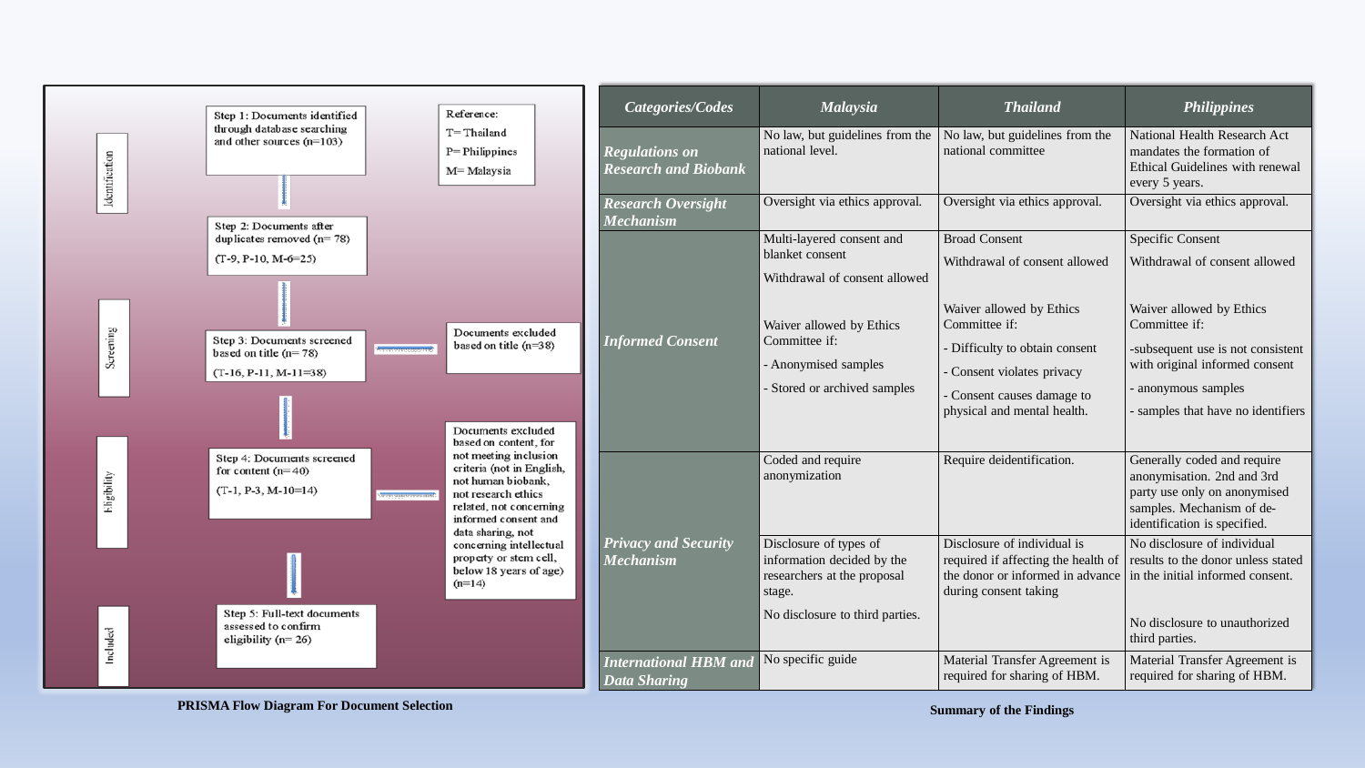Step 1: Documents identified through database searching and other sources (n=103)

Reference:
T= Thailand
P= Philippines
M= Malaysia

Identification

Step 2: Documents after duplicates removed (n= 78)
(T-9, P-10, M-6=25)

Screening

Step 3: Documents screened based on title (n= 78)
(T-16, P-11, M-11=38)

Documents excluded based on title (n=38)

Eligibility

Step 4: Documents screened for content (n= 40)
(T-1, P-3, M-10=14)

Documents excluded based on content, for not meeting inclusion criteria (not in English, not human biobank, not research ethics related, not concerning informed consent and data sharing, not concerning intellectual property or stem cell, below 18 years of age) (n=14)

Included

Step 5: Full-text documents assessed to confirm eligibility (n= 26)

**PRISMA Flow Diagram For Document Selection**

| *Categories/Codes* | *Malaysia* | *Thailand* | *Philippines* |
|---|---|---|---|
| ***Regulations on Research and Biobank*** | No law, but guidelines from the national level. | No law, but guidelines from the national committee | National Health Research Act mandates the formation of Ethical Guidelines with renewal every 5 years. |
| ***Research Oversight Mechanism*** | Oversight via ethics approval. | Oversight via ethics approval. | Oversight via ethics approval. |
| ***Informed Consent*** | Multi-layered consent and blanket consent<br><br>Withdrawal of consent allowed<br><br>Waiver allowed by Ethics Committee if:<br>- Anonymised samples<br>- Stored or archived samples | Broad Consent<br><br>Withdrawal of consent allowed<br><br>Waiver allowed by Ethics Committee if:<br>- Difficulty to obtain consent<br>- Consent violates privacy<br>- Consent causes damage to physical and mental health. | Specific Consent<br><br>Withdrawal of consent allowed<br><br>Waiver allowed by Ethics Committee if:<br>-subsequent use is not consistent with original informed consent<br>- anonymous samples<br>- samples that have no identifiers |
| ***Privacy and Security Mechanism*** | Coded and require anonymization | Require deidentification. | Generally coded and require anonymisation. 2nd and 3rd party use only on anonymised samples. Mechanism of de-identification is specified. |
| | Disclosure of types of information decided by the researchers at the proposal stage.<br><br>No disclosure to third parties. | Disclosure of individual is required if affecting the health of the donor or informed in advance during consent taking | No disclosure of individual results to the donor unless stated in the initial informed consent.<br><br>No disclosure to unauthorized third parties. |
| ***International HBM and Data Sharing*** | No specific guide | Material Transfer Agreement is required for sharing of HBM. | Material Transfer Agreement is required for sharing of HBM. |

**Summary of the Findings**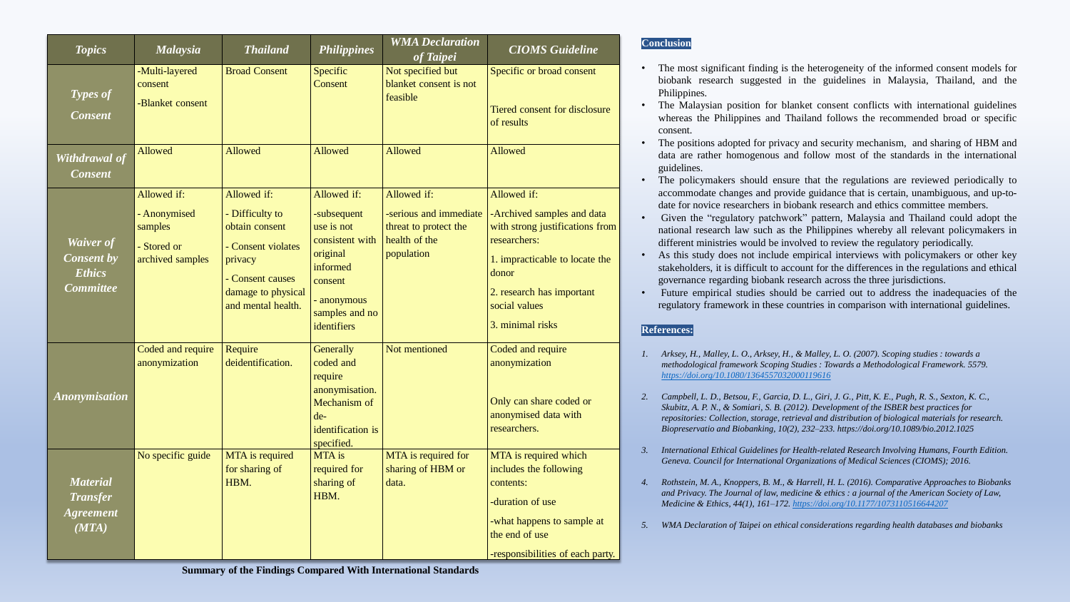| *Topics* | *Malaysia* | *Thailand* | *Philippines* | *WMA Declaration of Taipei* | *CIOMS Guideline* |
|---|---|---|---|---|---|
| *Types of Consent* | -Multi-layered consent<br>-Blanket consent | Broad Consent | Specific Consent | Not specified but blanket consent is not feasible | Specific or broad consent<br>Tiered consent for disclosure of results |
| *Withdrawal of Consent* | Allowed | Allowed | Allowed | Allowed | Allowed |
| *Waiver of Consent by Ethics Committee* | Allowed if:<br>- Anonymised samples<br>- Stored or archived samples | Allowed if:<br>- Difficulty to obtain consent<br>- Consent violates privacy<br>- Consent causes damage to physical and mental health. | Allowed if:<br>-subsequent use is not consistent with original informed consent<br>- anonymous samples and no identifiers | Allowed if:<br>-serious and immediate threat to protect the health of the population | Allowed if:<br>-Archived samples and data with strong justifications from researchers:<br>1. impracticable to locate the donor<br>2. research has important social values<br>3. minimal risks |
| *Anonymisation* | Coded and require anonymization | Require deidentification. | Generally coded and require anonymisation. Mechanism of de-identification is specified. | Not mentioned | Coded and require anonymization<br>Only can share coded or anonymised data with researchers. |
| *Material Transfer Agreement (MTA)* | No specific guide | MTA is required for sharing of HBM. | MTA is required for sharing of HBM. | MTA is required for sharing of HBM or data. | MTA is required which includes the following contents:<br>-duration of use<br>-what happens to sample at the end of use<br>-responsibilities of each party. |

**Summary of the Findings Compared With International Standards**

## Conclusion

- The most significant finding is the heterogeneity of the informed consent models for biobank research suggested in the guidelines in Malaysia, Thailand, and the Philippines.
- The Malaysian position for blanket consent conflicts with international guidelines whereas the Philippines and Thailand follows the recommended broad or specific consent.
- The positions adopted for privacy and security mechanism, and sharing of HBM and data are rather homogenous and follow most of the standards in the international guidelines.
- The policymakers should ensure that the regulations are reviewed periodically to accommodate changes and provide guidance that is certain, unambiguous, and up-to-date for novice researchers in biobank research and ethics committee members.
- Given the "regulatory patchwork" pattern, Malaysia and Thailand could adopt the national research law such as the Philippines whereby all relevant policymakers in different ministries would be involved to review the regulatory periodically.
- As this study does not include empirical interviews with policymakers or other key stakeholders, it is difficult to account for the differences in the regulations and ethical governance regarding biobank research across the three jurisdictions.
- Future empirical studies should be carried out to address the inadequacies of the regulatory framework in these countries in comparison with international guidelines.

## References:

1. *Arksey, H., Malley, L. O., Arksey, H., & Malley, L. O. (2007). Scoping studies : towards a methodological framework Scoping Studies : Towards a Methodological Framework. 5579. https://doi.org/10.1080/1364557032000119616*
2. *Campbell, L. D., Betsou, F., Garcia, D. L., Giri, J. G., Pitt, K. E., Pugh, R. S., Sexton, K. C., Skubitz, A. P. N., & Somiari, S. B. (2012). Development of the ISBER best practices for repositories: Collection, storage, retrieval and distribution of biological materials for research. Biopreservatio and Biobanking, 10(2), 232–233. https://doi.org/10.1089/bio.2012.1025*
3. *International Ethical Guidelines for Health-related Research Involving Humans, Fourth Edition. Geneva. Council for International Organizations of Medical Sciences (CIOMS); 2016.*
4. *Rothstein, M. A., Knoppers, B. M., & Harrell, H. L. (2016). Comparative Approaches to Biobanks and Privacy. The Journal of law, medicine & ethics : a journal of the American Society of Law, Medicine & Ethics, 44(1), 161–172. https://doi.org/10.1177/1073110516644207*
5. *WMA Declaration of Taipei on ethical considerations regarding health databases and biobanks*